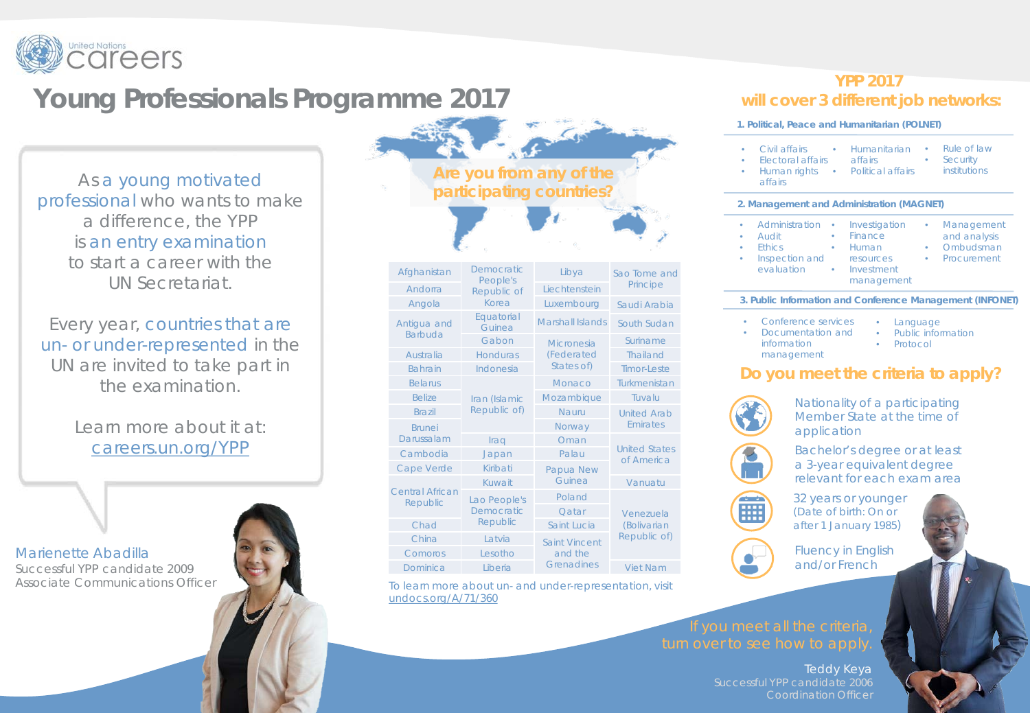United Nations careers

# Young Professionals Programme 2017

As a young motivated professional who wants to make a difference, the YPP is an entry examination to start a career with the UN Secretariat.

Every year, countries that are un- or under-represented in the UN are invited to take part in the examination.

Learn more about it at: careers.un.org/YPP

**Marienette Abadilla**
Successful YPP candidate 2009
Associate Communications Officer

## Are you from any of the participating countries?

| | | | |
|---|---|---|---|
| Afghanistan | Democratic People's Republic of Korea | Libya | Sao Tome and Principe |
| Andorra | | Liechtenstein | |
| Angola | | Luxembourg | Saudi Arabia |
| Antigua and Barbuda | Equatorial Guinea | Marshall Islands | South Sudan |
| | Gabon | Micronesia (Federated States of) | Suriname |
| Australia | Honduras | | Thailand |
| Bahrain | Indonesia | | Timor-Leste |
| Belarus | Iran (Islamic Republic of) | Monaco | Turkmenistan |
| Belize | | Mozambique | Tuvalu |
| Brazil | | Nauru | United Arab Emirates |
| Brunei Darussalam | | Norway | |
| | Iraq | Oman | United States of America |
| Cambodia | Japan | Palau | |
| Cape Verde | Kiribati | Papua New Guinea | Vanuatu |
| Central African Republic | Kuwait | | |
| | Lao People's Democratic Republic | Poland | Venezuela (Bolivarian Republic of) |
| Chad | | Qatar | |
| China | Latvia | Saint Lucia | |
| Comoros | Lesotho | Saint Vincent and the Grenadines | |
| Dominica | Liberia | | Viet Nam |

To learn more about un- and under-representation, visit undocs.org/A/71/360

## YPP 2017 will cover 3 different job networks:

**1. Political, Peace and Humanitarian (POLNET)**

- Civil affairs
- Electoral affairs
- Human rights affairs
- Humanitarian affairs
- Political affairs
- Rule of law
- Security institutions

**2. Management and Administration (MAGNET)**

- Administration
- Audit
- Ethics
- Inspection and evaluation
- Investigation
- Finance
- Human resources
- Investment management
- Management and analysis
- Ombudsman
- Procurement

**3. Public Information and Conference Management (INFONET)**

- Conference services
- Documentation and information management
- Language
- Public information
- Protocol

## Do you meet the criteria to apply?

- Nationality of a participating Member State at the time of application
- Bachelor's degree or at least a 3-year equivalent degree relevant for each exam area
- 32 years or younger (Date of birth: On or after 1 January 1985)
- Fluency in English and/or French

If you meet all the criteria, turn over to see how to apply.

**Teddy Keya**
Successful YPP candidate 2006
Coordination Officer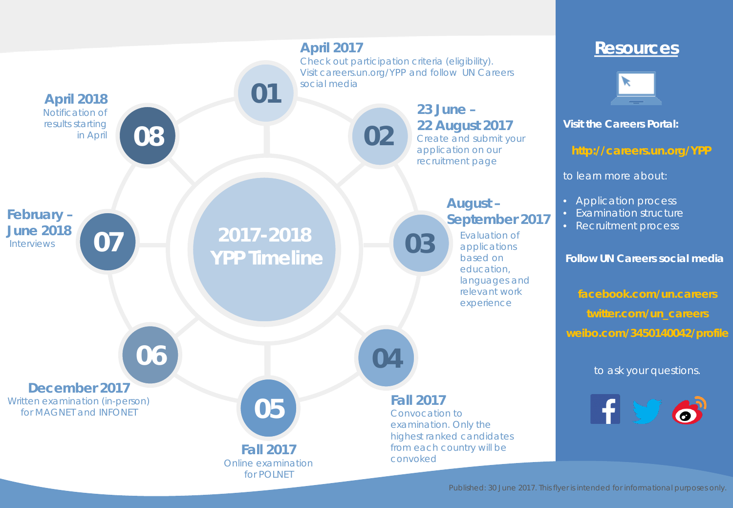# 2017-2018 YPP Timeline

**01 — April 2017**
Check out participation criteria (eligibility). Visit careers.un.org/YPP and follow UN Careers social media

**02 — 23 June – 22 August 2017**
Create and submit your application on our recruitment page

**03 — August – September 2017**
Evaluation of applications based on education, languages and relevant work experience

**04 — Fall 2017**
Convocation to examination. Only the highest ranked candidates from each country will be convoked

**05 — Fall 2017**
Online examination for POLNET

**06 — December 2017**
Written examination (in-person) for MAGNET and INFONET

**07 — February – June 2018**
Interviews

**08 — April 2018**
Notification of results starting in April

## Resources

**Visit the Careers Portal:**

**http://careers.un.org/YPP**

to learn more about:

- Application process
- Examination structure
- Recruitment process

**Follow UN Careers social media**

**facebook.com/un.careers**
**twitter.com/un_careers**
**weibo.com/3450140042/profile**

to ask your questions.

Published: 30 June 2017. This flyer is intended for informational purposes only.